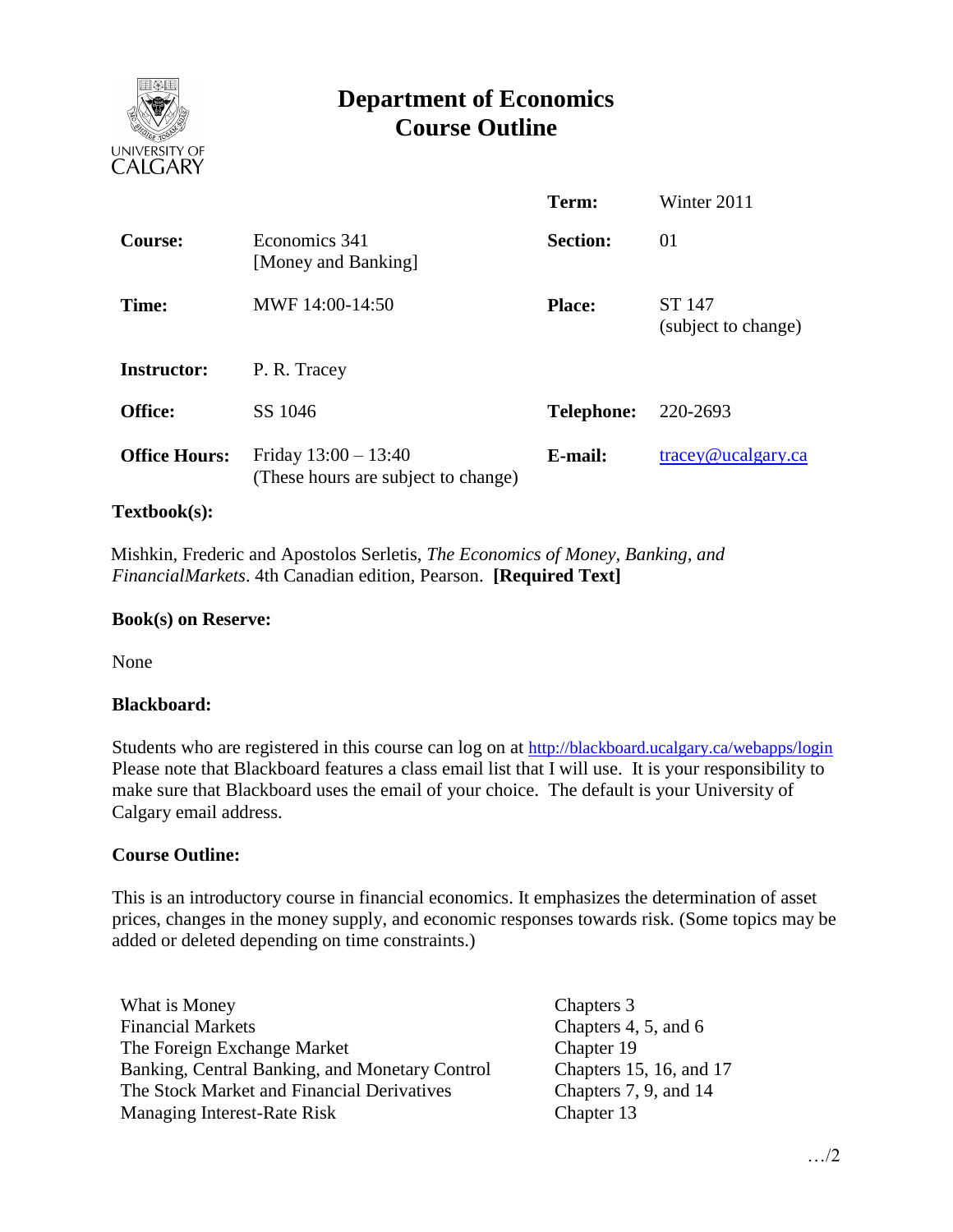# Department of Economics
# Course Outline

| | | | |
|---|---|---|---|
| | | **Term:** | Winter 2011 |
| **Course:** | Economics 341 [Money and Banking] | **Section:** | 01 |
| **Time:** | MWF 14:00-14:50 | **Place:** | ST 147 (subject to change) |
| **Instructor:** | P. R. Tracey | | |
| **Office:** | SS 1046 | **Telephone:** | 220-2693 |
| **Office Hours:** | Friday 13:00 – 13:40 (These hours are subject to change) | **E-mail:** | tracey@ucalgary.ca |

**Textbook(s):**

Mishkin, Frederic and Apostolos Serletis, *The Economics of Money, Banking, and FinancialMarkets*. 4th Canadian edition, Pearson. **[Required Text]**

**Book(s) on Reserve:**

None

**Blackboard:**

Students who are registered in this course can log on at http://blackboard.ucalgary.ca/webapps/login Please note that Blackboard features a class email list that I will use. It is your responsibility to make sure that Blackboard uses the email of your choice. The default is your University of Calgary email address.

**Course Outline:**

This is an introductory course in financial economics. It emphasizes the determination of asset prices, changes in the money supply, and economic responses towards risk. (Some topics may be added or deleted depending on time constraints.)

| | |
|---|---|
| What is Money | Chapters 3 |
| Financial Markets | Chapters 4, 5, and 6 |
| The Foreign Exchange Market | Chapter 19 |
| Banking, Central Banking, and Monetary Control | Chapters 15, 16, and 17 |
| The Stock Market and Financial Derivatives | Chapters 7, 9, and 14 |
| Managing Interest-Rate Risk | Chapter 13 |

…/2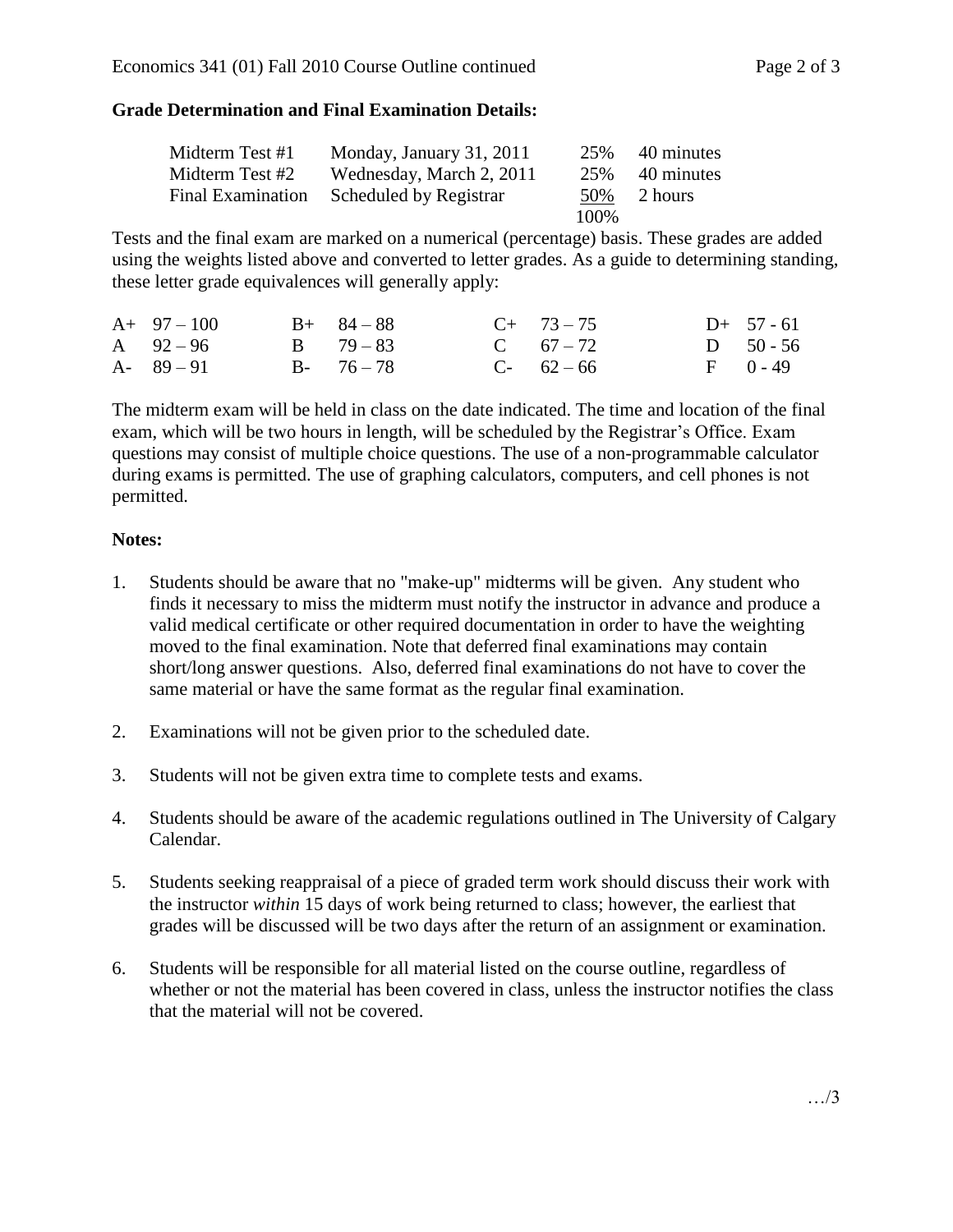**Grade Determination and Final Examination Details:**

| | | | |
|---|---|---|---|
| Midterm Test #1 | Monday, January 31, 2011 | 25% | 40 minutes |
| Midterm Test #2 | Wednesday, March 2, 2011 | 25% | 40 minutes |
| Final Examination | Scheduled by Registrar | 50% | 2 hours |
| | | 100% | |

Tests and the final exam are marked on a numerical (percentage) basis. These grades are added using the weights listed above and converted to letter grades. As a guide to determining standing, these letter grade equivalences will generally apply:

| | | | | | | | |
|---|---|---|---|---|---|---|---|
| A+ | 97 – 100 | B+ | 84 – 88 | C+ | 73 – 75 | D+ | 57 - 61 |
| A | 92 – 96 | B | 79 – 83 | C | 67 – 72 | D | 50 - 56 |
| A- | 89 – 91 | B- | 76 – 78 | C- | 62 – 66 | F | 0 - 49 |

The midterm exam will be held in class on the date indicated. The time and location of the final exam, which will be two hours in length, will be scheduled by the Registrar's Office. Exam questions may consist of multiple choice questions. The use of a non-programmable calculator during exams is permitted. The use of graphing calculators, computers, and cell phones is not permitted.

**Notes:**

1. Students should be aware that no "make-up" midterms will be given. Any student who finds it necessary to miss the midterm must notify the instructor in advance and produce a valid medical certificate or other required documentation in order to have the weighting moved to the final examination. Note that deferred final examinations may contain short/long answer questions. Also, deferred final examinations do not have to cover the same material or have the same format as the regular final examination.

2. Examinations will not be given prior to the scheduled date.

3. Students will not be given extra time to complete tests and exams.

4. Students should be aware of the academic regulations outlined in The University of Calgary Calendar.

5. Students seeking reappraisal of a piece of graded term work should discuss their work with the instructor *within* 15 days of work being returned to class; however, the earliest that grades will be discussed will be two days after the return of an assignment or examination.

6. Students will be responsible for all material listed on the course outline, regardless of whether or not the material has been covered in class, unless the instructor notifies the class that the material will not be covered.

…/3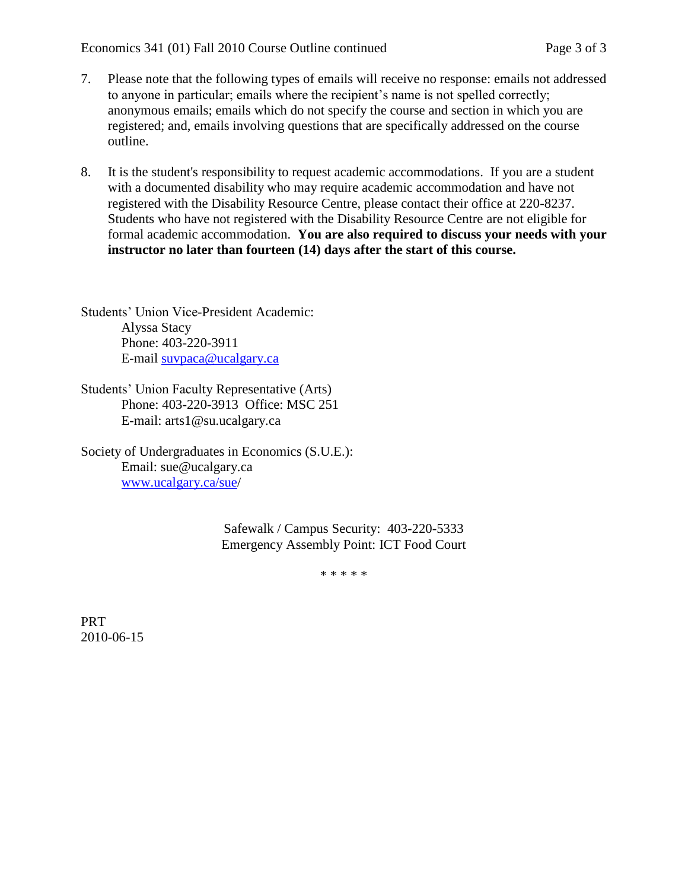7. Please note that the following types of emails will receive no response: emails not addressed to anyone in particular; emails where the recipient's name is not spelled correctly; anonymous emails; emails which do not specify the course and section in which you are registered; and, emails involving questions that are specifically addressed on the course outline.

8. It is the student's responsibility to request academic accommodations. If you are a student with a documented disability who may require academic accommodation and have not registered with the Disability Resource Centre, please contact their office at 220-8237. Students who have not registered with the Disability Resource Centre are not eligible for formal academic accommodation. **You are also required to discuss your needs with your instructor no later than fourteen (14) days after the start of this course.**

Students' Union Vice-President Academic:
Alyssa Stacy
Phone: 403-220-3911
E-mail suvpaca@ucalgary.ca

Students' Union Faculty Representative (Arts)
Phone: 403-220-3913 Office: MSC 251
E-mail: arts1@su.ucalgary.ca

Society of Undergraduates in Economics (S.U.E.):
Email: sue@ucalgary.ca
www.ucalgary.ca/sue/

Safewalk / Campus Security: 403-220-5333
Emergency Assembly Point: ICT Food Court

* * * * *

PRT
2010-06-15